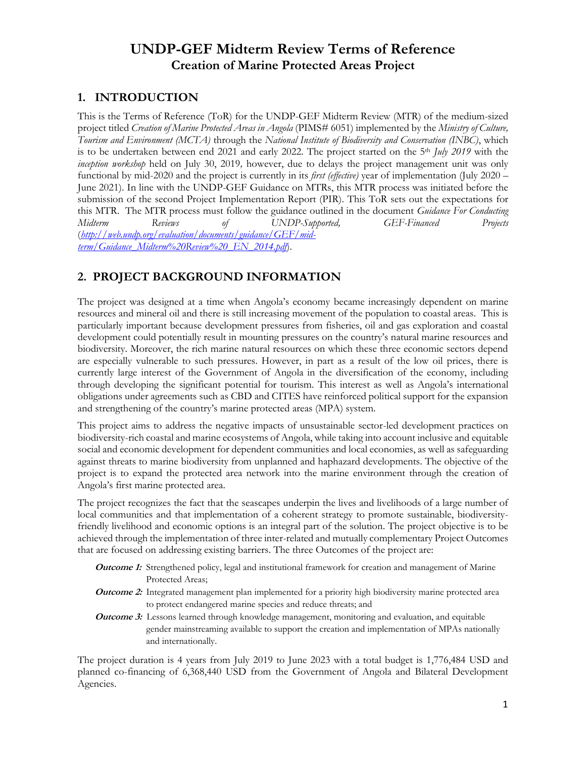# UNDP-GEF Midterm Review Terms of Reference
## Creation of Marine Protected Areas Project

## 1. INTRODUCTION

This is the Terms of Reference (ToR) for the UNDP-GEF Midterm Review (MTR) of the medium-sized project titled *Creation of Marine Protected Areas in Angola* (PIMS# 6051) implemented by the *Ministry of Culture, Tourism and Environment (MCTA)* through the *National Institute of Biodiversity and Conservation (INBC)*, which is to be undertaken between end 2021 and early 2022. The project started on the 5th *July 2019* with the *inception workshop* held on July 30, 2019*,* however, due to delays the project management unit was only functional by mid-2020 and the project is currently in its *first (effective)* year of implementation (July 2020 – June 2021). In line with the UNDP-GEF Guidance on MTRs, this MTR process was initiated before the submission of the second Project Implementation Report (PIR). This ToR sets out the expectations for this MTR. The MTR process must follow the guidance outlined in the document *Guidance For Conducting Midterm Reviews of UNDP-Supported, GEF-Financed Projects* (*http://web.undp.org/evaluation/documents/guidance/GEF/mid-term/Guidance_Midterm%20Review%20_EN_2014.pdf*).

## 2. PROJECT BACKGROUND INFORMATION

The project was designed at a time when Angola's economy became increasingly dependent on marine resources and mineral oil and there is still increasing movement of the population to coastal areas. This is particularly important because development pressures from fisheries, oil and gas exploration and coastal development could potentially result in mounting pressures on the country's natural marine resources and biodiversity. Moreover, the rich marine natural resources on which these three economic sectors depend are especially vulnerable to such pressures. However, in part as a result of the low oil prices, there is currently large interest of the Government of Angola in the diversification of the economy, including through developing the significant potential for tourism. This interest as well as Angola's international obligations under agreements such as CBD and CITES have reinforced political support for the expansion and strengthening of the country's marine protected areas (MPA) system.

This project aims to address the negative impacts of unsustainable sector-led development practices on biodiversity-rich coastal and marine ecosystems of Angola, while taking into account inclusive and equitable social and economic development for dependent communities and local economies, as well as safeguarding against threats to marine biodiversity from unplanned and haphazard developments. The objective of the project is to expand the protected area network into the marine environment through the creation of Angola's first marine protected area.

The project recognizes the fact that the seascapes underpin the lives and livelihoods of a large number of local communities and that implementation of a coherent strategy to promote sustainable, biodiversity-friendly livelihood and economic options is an integral part of the solution. The project objective is to be achieved through the implementation of three inter-related and mutually complementary Project Outcomes that are focused on addressing existing barriers. The three Outcomes of the project are:

- ***Outcome 1:*** Strengthened policy, legal and institutional framework for creation and management of Marine Protected Areas;
- ***Outcome 2:*** Integrated management plan implemented for a priority high biodiversity marine protected area to protect endangered marine species and reduce threats; and
- ***Outcome 3:*** Lessons learned through knowledge management, monitoring and evaluation, and equitable gender mainstreaming available to support the creation and implementation of MPAs nationally and internationally.

The project duration is 4 years from July 2019 to June 2023 with a total budget is 1,776,484 USD and planned co-financing of 6,368,440 USD from the Government of Angola and Bilateral Development Agencies.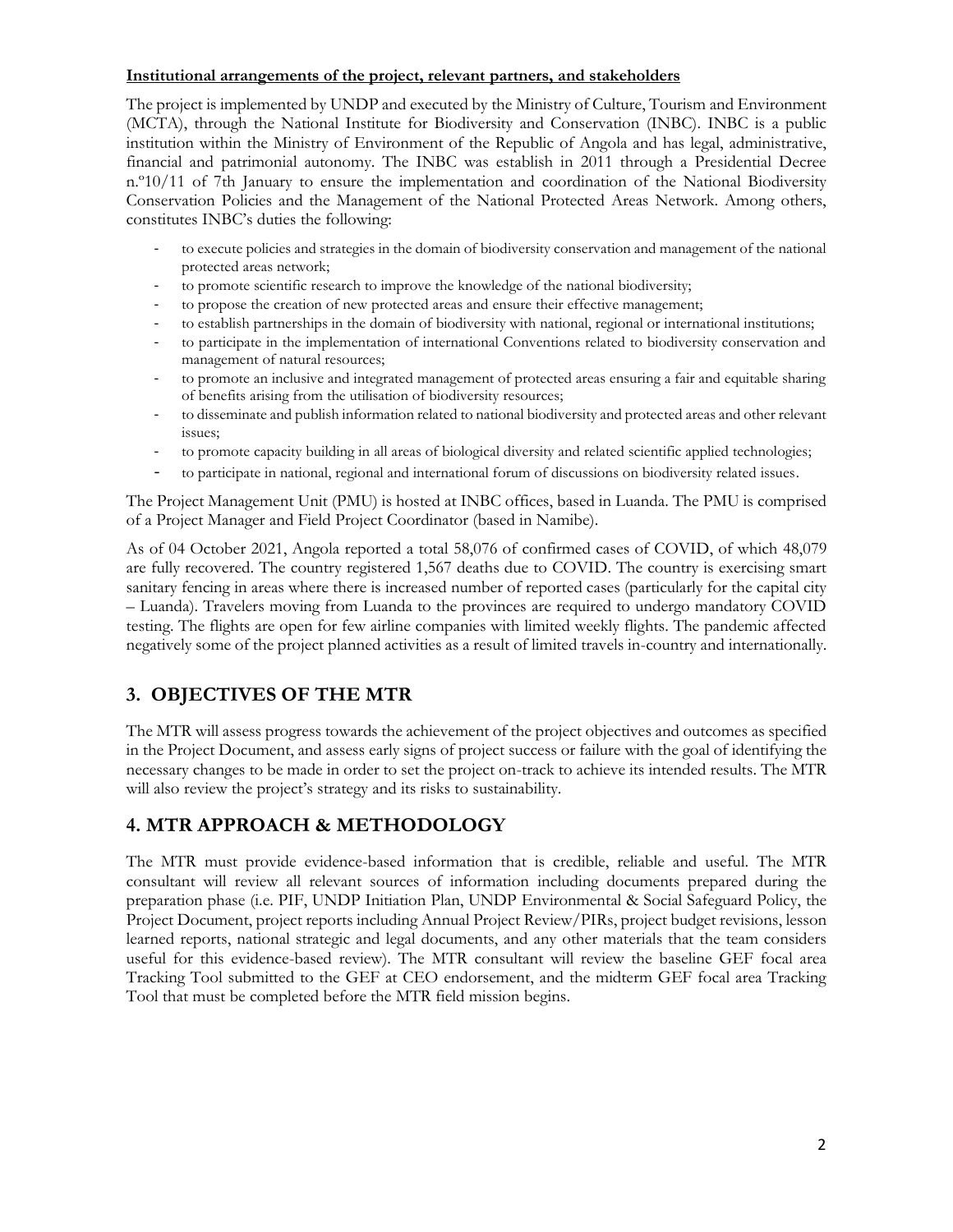**Institutional arrangements of the project, relevant partners, and stakeholders**

The project is implemented by UNDP and executed by the Ministry of Culture, Tourism and Environment (MCTA), through the National Institute for Biodiversity and Conservation (INBC). INBC is a public institution within the Ministry of Environment of the Republic of Angola and has legal, administrative, financial and patrimonial autonomy. The INBC was establish in 2011 through a Presidential Decree n.º10/11 of 7th January to ensure the implementation and coordination of the National Biodiversity Conservation Policies and the Management of the National Protected Areas Network. Among others, constitutes INBC's duties the following:

- to execute policies and strategies in the domain of biodiversity conservation and management of the national protected areas network;
- to promote scientific research to improve the knowledge of the national biodiversity;
- to propose the creation of new protected areas and ensure their effective management;
- to establish partnerships in the domain of biodiversity with national, regional or international institutions;
- to participate in the implementation of international Conventions related to biodiversity conservation and management of natural resources;
- to promote an inclusive and integrated management of protected areas ensuring a fair and equitable sharing of benefits arising from the utilisation of biodiversity resources;
- to disseminate and publish information related to national biodiversity and protected areas and other relevant issues;
- to promote capacity building in all areas of biological diversity and related scientific applied technologies;
- to participate in national, regional and international forum of discussions on biodiversity related issues.

The Project Management Unit (PMU) is hosted at INBC offices, based in Luanda. The PMU is comprised of a Project Manager and Field Project Coordinator (based in Namibe).

As of 04 October 2021, Angola reported a total 58,076 of confirmed cases of COVID, of which 48,079 are fully recovered. The country registered 1,567 deaths due to COVID. The country is exercising smart sanitary fencing in areas where there is increased number of reported cases (particularly for the capital city – Luanda). Travelers moving from Luanda to the provinces are required to undergo mandatory COVID testing. The flights are open for few airline companies with limited weekly flights. The pandemic affected negatively some of the project planned activities as a result of limited travels in-country and internationally.

## 3. OBJECTIVES OF THE MTR

The MTR will assess progress towards the achievement of the project objectives and outcomes as specified in the Project Document, and assess early signs of project success or failure with the goal of identifying the necessary changes to be made in order to set the project on-track to achieve its intended results. The MTR will also review the project's strategy and its risks to sustainability.

## 4. MTR APPROACH & METHODOLOGY

The MTR must provide evidence-based information that is credible, reliable and useful. The MTR consultant will review all relevant sources of information including documents prepared during the preparation phase (i.e. PIF, UNDP Initiation Plan, UNDP Environmental & Social Safeguard Policy, the Project Document, project reports including Annual Project Review/PIRs, project budget revisions, lesson learned reports, national strategic and legal documents, and any other materials that the team considers useful for this evidence-based review). The MTR consultant will review the baseline GEF focal area Tracking Tool submitted to the GEF at CEO endorsement, and the midterm GEF focal area Tracking Tool that must be completed before the MTR field mission begins.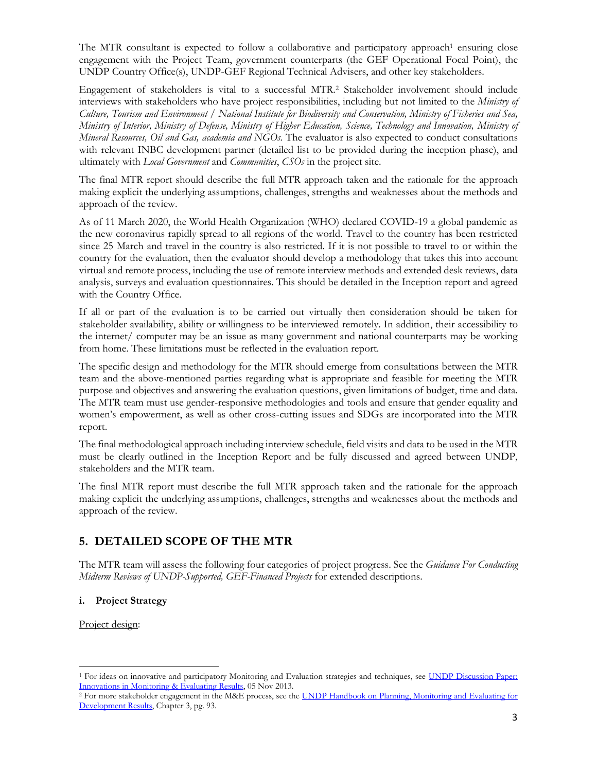The MTR consultant is expected to follow a collaborative and participatory approach[1] ensuring close engagement with the Project Team, government counterparts (the GEF Operational Focal Point), the UNDP Country Office(s), UNDP-GEF Regional Technical Advisers, and other key stakeholders.

Engagement of stakeholders is vital to a successful MTR.[2] Stakeholder involvement should include interviews with stakeholders who have project responsibilities, including but not limited to the *Ministry of Culture, Tourism and Environment / National Institute for Biodiversity and Conservation, Ministry of Fisheries and Sea, Ministry of Interior, Ministry of Defense, Ministry of Higher Education, Science, Technology and Innovation, Ministry of Mineral Resources, Oil and Gas, academia and NGOs.* The evaluator is also expected to conduct consultations with relevant INBC development partner (detailed list to be provided during the inception phase), and ultimately with *Local Government* and *Communities*, *CSOs* in the project site.

The final MTR report should describe the full MTR approach taken and the rationale for the approach making explicit the underlying assumptions, challenges, strengths and weaknesses about the methods and approach of the review.

As of 11 March 2020, the World Health Organization (WHO) declared COVID-19 a global pandemic as the new coronavirus rapidly spread to all regions of the world. Travel to the country has been restricted since 25 March and travel in the country is also restricted. If it is not possible to travel to or within the country for the evaluation, then the evaluator should develop a methodology that takes this into account virtual and remote process, including the use of remote interview methods and extended desk reviews, data analysis, surveys and evaluation questionnaires. This should be detailed in the Inception report and agreed with the Country Office.

If all or part of the evaluation is to be carried out virtually then consideration should be taken for stakeholder availability, ability or willingness to be interviewed remotely. In addition, their accessibility to the internet/ computer may be an issue as many government and national counterparts may be working from home. These limitations must be reflected in the evaluation report.

The specific design and methodology for the MTR should emerge from consultations between the MTR team and the above-mentioned parties regarding what is appropriate and feasible for meeting the MTR purpose and objectives and answering the evaluation questions, given limitations of budget, time and data. The MTR team must use gender-responsive methodologies and tools and ensure that gender equality and women's empowerment, as well as other cross-cutting issues and SDGs are incorporated into the MTR report.

The final methodological approach including interview schedule, field visits and data to be used in the MTR must be clearly outlined in the Inception Report and be fully discussed and agreed between UNDP, stakeholders and the MTR team.

The final MTR report must describe the full MTR approach taken and the rationale for the approach making explicit the underlying assumptions, challenges, strengths and weaknesses about the methods and approach of the review.

## 5. DETAILED SCOPE OF THE MTR

The MTR team will assess the following four categories of project progress. See the *Guidance For Conducting Midterm Reviews of UNDP-Supported, GEF-Financed Projects* for extended descriptions.

### i. Project Strategy

Project design:

---

[1] For ideas on innovative and participatory Monitoring and Evaluation strategies and techniques, see UNDP Discussion Paper: Innovations in Monitoring & Evaluating Results, 05 Nov 2013.

[2] For more stakeholder engagement in the M&E process, see the UNDP Handbook on Planning, Monitoring and Evaluating for Development Results, Chapter 3, pg. 93.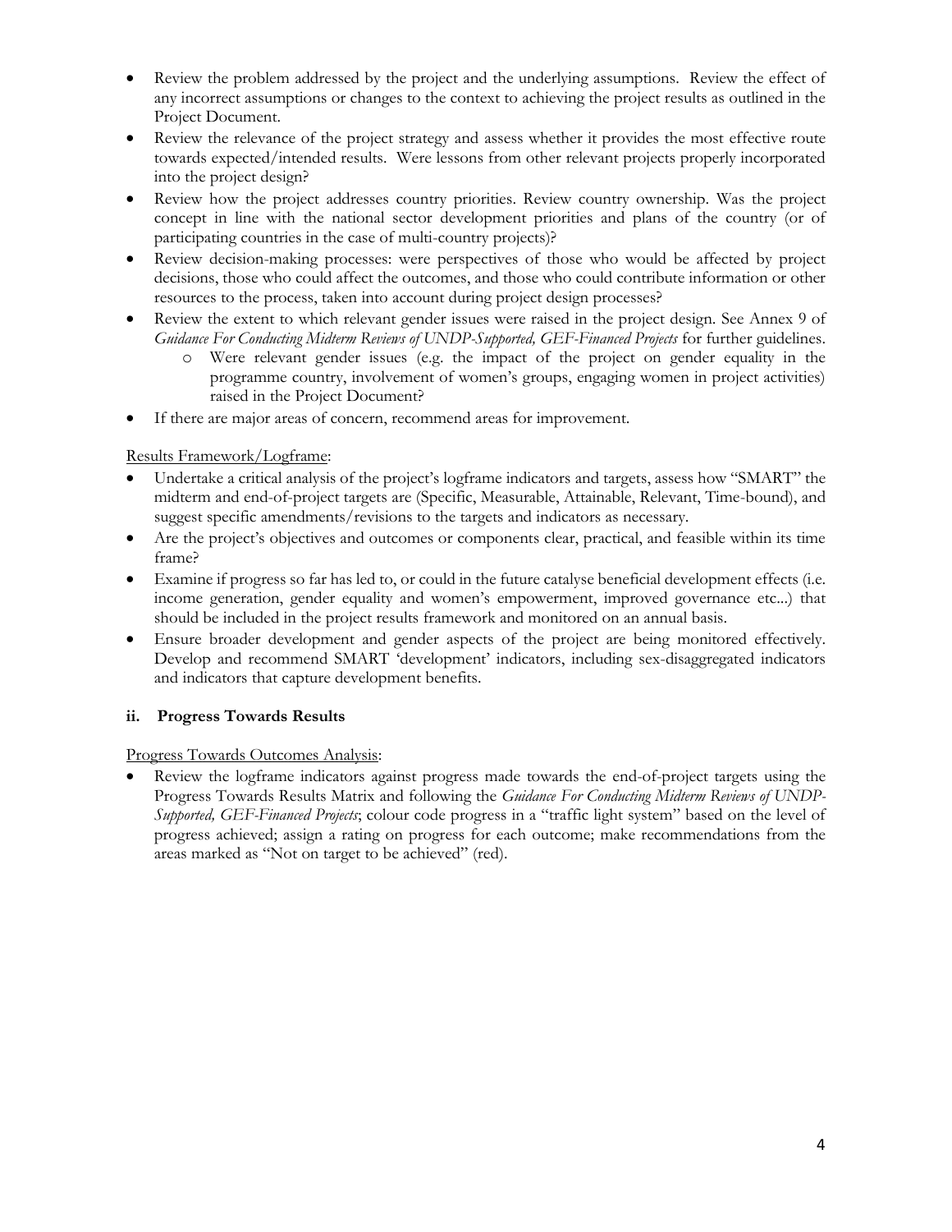- Review the problem addressed by the project and the underlying assumptions. Review the effect of any incorrect assumptions or changes to the context to achieving the project results as outlined in the Project Document.
- Review the relevance of the project strategy and assess whether it provides the most effective route towards expected/intended results. Were lessons from other relevant projects properly incorporated into the project design?
- Review how the project addresses country priorities. Review country ownership. Was the project concept in line with the national sector development priorities and plans of the country (or of participating countries in the case of multi-country projects)?
- Review decision-making processes: were perspectives of those who would be affected by project decisions, those who could affect the outcomes, and those who could contribute information or other resources to the process, taken into account during project design processes?
- Review the extent to which relevant gender issues were raised in the project design. See Annex 9 of *Guidance For Conducting Midterm Reviews of UNDP-Supported, GEF-Financed Projects* for further guidelines.
    - Were relevant gender issues (e.g. the impact of the project on gender equality in the programme country, involvement of women's groups, engaging women in project activities) raised in the Project Document?
- If there are major areas of concern, recommend areas for improvement.

<u>Results Framework/Logframe</u>:

- Undertake a critical analysis of the project's logframe indicators and targets, assess how "SMART" the midterm and end-of-project targets are (Specific, Measurable, Attainable, Relevant, Time-bound), and suggest specific amendments/revisions to the targets and indicators as necessary.
- Are the project's objectives and outcomes or components clear, practical, and feasible within its time frame?
- Examine if progress so far has led to, or could in the future catalyse beneficial development effects (i.e. income generation, gender equality and women's empowerment, improved governance etc...) that should be included in the project results framework and monitored on an annual basis.
- Ensure broader development and gender aspects of the project are being monitored effectively. Develop and recommend SMART 'development' indicators, including sex-disaggregated indicators and indicators that capture development benefits.

### ii. Progress Towards Results

<u>Progress Towards Outcomes Analysis</u>:

- Review the logframe indicators against progress made towards the end-of-project targets using the Progress Towards Results Matrix and following the *Guidance For Conducting Midterm Reviews of UNDP-Supported, GEF-Financed Projects*; colour code progress in a "traffic light system" based on the level of progress achieved; assign a rating on progress for each outcome; make recommendations from the areas marked as "Not on target to be achieved" (red).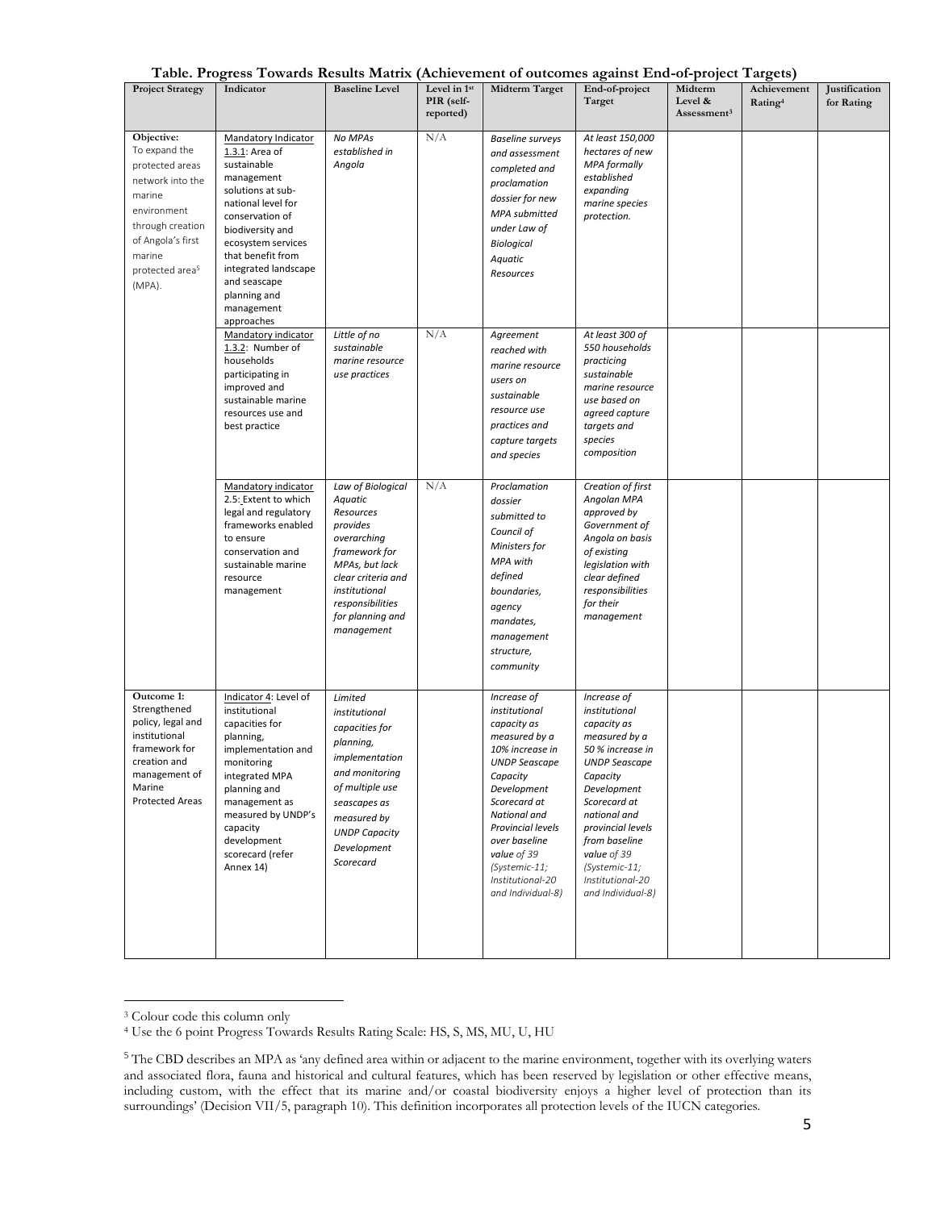**Table. Progress Towards Results Matrix (Achievement of outcomes against End-of-project Targets)**

| Project Strategy | Indicator | Baseline Level | Level in 1st PIR (self-reported) | Midterm Target | End-of-project Target | Midterm Level & Assessment[3] | Achievement Rating[4] | Justification for Rating |
|---|---|---|---|---|---|---|---|---|
| **Objective:** To expand the protected areas network into the marine environment through creation of Angola's first marine protected area[5] (MPA). | Mandatory Indicator 1.3.1: Area of sustainable management solutions at sub-national level for conservation of biodiversity and ecosystem services that benefit from integrated landscape and seascape planning and management approaches | *No MPAs established in Angola* | N/A | *Baseline surveys and assessment completed and proclamation dossier for new MPA submitted under Law of Biological Aquatic Resources* | *At least 150,000 hectares of new MPA formally established expanding marine species protection.* | | | |
| | Mandatory indicator 1.3.2: Number of households participating in improved and sustainable marine resources use and best practice | *Little of no sustainable marine resource use practices* | N/A | *Agreement reached with marine resource users on sustainable resource use practices and capture targets and species* | *At least 300 of 550 households practicing sustainable marine resource use based on agreed capture targets and species composition* | | | |
| | Mandatory indicator 2.5: Extent to which legal and regulatory frameworks enabled to ensure conservation and sustainable marine resource management | *Law of Biological Aquatic Resources provides overarching framework for MPAs, but lack clear criteria and institutional responsibilities for planning and management* | N/A | *Proclamation dossier submitted to Council of Ministers for MPA with defined boundaries, agency mandates, management structure, community* | *Creation of first Angolan MPA approved by Government of Angola on basis of existing legislation with clear defined responsibilities for their management* | | | |
| **Outcome 1:** Strengthened policy, legal and institutional framework for creation and management of Marine Protected Areas | Indicator 4: Level of institutional capacities for planning, implementation and monitoring integrated MPA planning and management as measured by UNDP's capacity development scorecard (refer Annex 14) | *Limited institutional capacities for planning, implementation and monitoring of multiple use seascapes as measured by UNDP Capacity Development Scorecard* | | *Increase of institutional capacity as measured by a 10% increase in UNDP Seascape Capacity Development Scorecard at National and Provincial levels over baseline value of 39 (Systemic-11; Institutional-20 and Individual-8)* | *Increase of institutional capacity as measured by a 50 % increase in UNDP Seascape Capacity Development Scorecard at national and provincial levels from baseline value of 39 (Systemic-11; Institutional-20 and Individual-8)* | | | |

[3] Colour code this column only

[4] Use the 6 point Progress Towards Results Rating Scale: HS, S, MS, MU, U, HU

[5] The CBD describes an MPA as 'any defined area within or adjacent to the marine environment, together with its overlying waters and associated flora, fauna and historical and cultural features, which has been reserved by legislation or other effective means, including custom, with the effect that its marine and/or coastal biodiversity enjoys a higher level of protection than its surroundings' (Decision VII/5, paragraph 10). This definition incorporates all protection levels of the IUCN categories.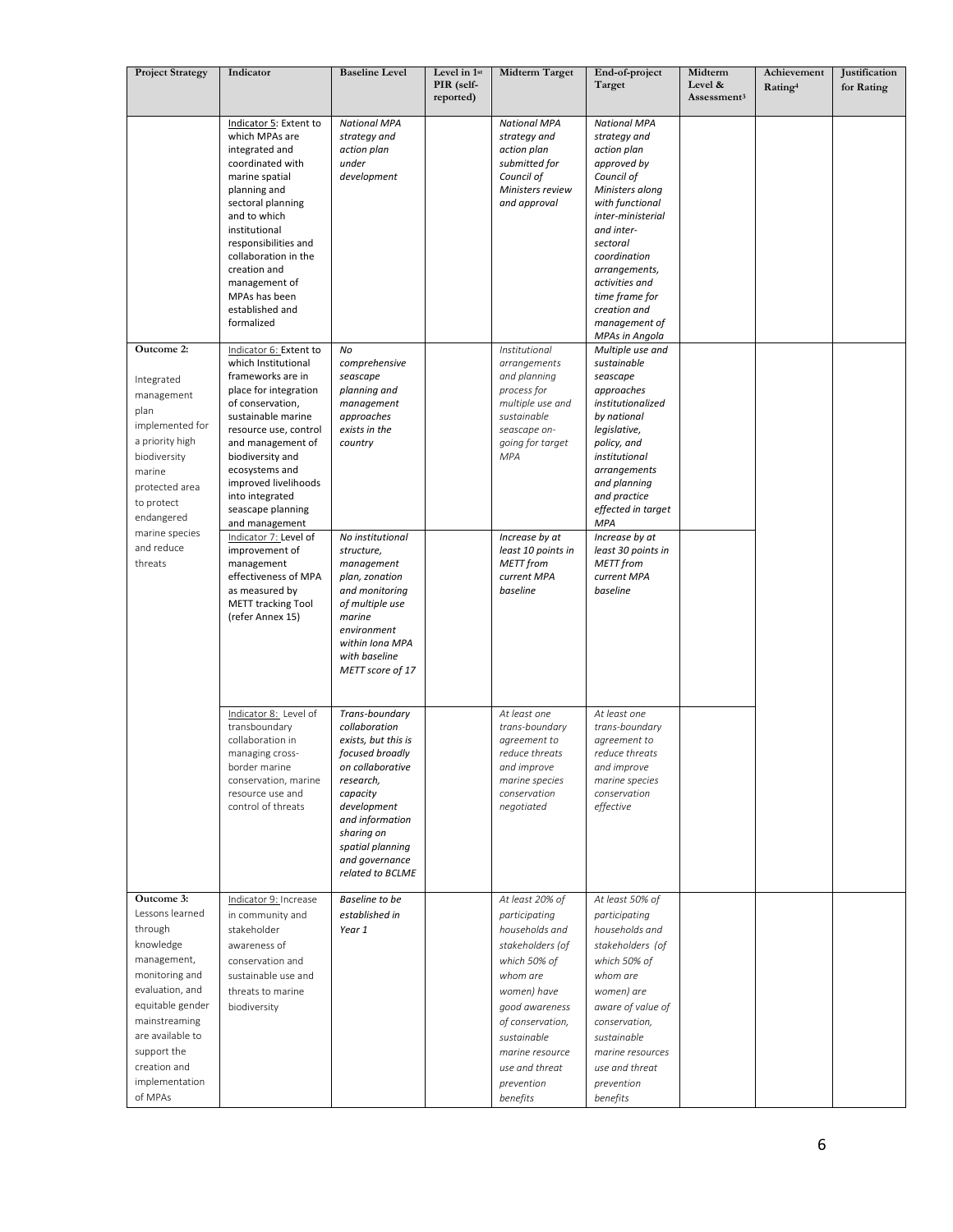| Project Strategy | Indicator | Baseline Level | Level in 1st PIR (self-reported) | Midterm Target | End-of-project Target | Midterm Level & Assessment[3] | Achievement Rating[4] | Justification for Rating |
|---|---|---|---|---|---|---|---|---|
| | Indicator 5: Extent to which MPAs are integrated and coordinated with marine spatial planning and sectoral planning and to which institutional responsibilities and collaboration in the creation and management of MPAs has been established and formalized | *National MPA strategy and action plan under development* | | *National MPA strategy and action plan submitted for Council of Ministers review and approval* | *National MPA strategy and action plan approved by Council of Ministers along with functional inter-ministerial and inter-sectoral coordination arrangements, activities and time frame for creation and management of MPAs in Angola* | | | |
| **Outcome 2:** Integrated management plan implemented for a priority high biodiversity marine protected area to protect endangered marine species and reduce threats | Indicator 6: Extent to which Institutional frameworks are in place for integration of conservation, sustainable marine resource use, control and management of biodiversity and ecosystems and improved livelihoods into integrated seascape planning and management | *No comprehensive seascape planning and management approaches exists in the country* | | *Institutional arrangements and planning process for multiple use and sustainable seascape on-going for target MPA* | *Multiple use and sustainable seascape approaches institutionalized by national legislative, policy, and institutional arrangements and planning and practice effected in target MPA* | | | |
| | Indicator 7: Level of improvement of management effectiveness of MPA as measured by METT tracking Tool (refer Annex 15) | *No institutional structure, management plan, zonation and monitoring of multiple use marine environment within Iona MPA with baseline METT score of 17* | | *Increase by at least 10 points in METT from current MPA baseline* | *Increase by at least 30 points in METT from current MPA baseline* | | | |
| | Indicator 8: Level of transboundary collaboration in managing cross-border marine conservation, marine resource use and control of threats | *Trans-boundary collaboration exists, but this is focused broadly on collaborative research, capacity development and information sharing on spatial planning and governance related to BCLME* | | *At least one trans-boundary agreement to reduce threats and improve marine species conservation negotiated* | *At least one trans-boundary agreement to reduce threats and improve marine species conservation effective* | | | |
| **Outcome 3:** Lessons learned through knowledge management, monitoring and evaluation, and equitable gender mainstreaming are available to support the creation and implementation of MPAs | Indicator 9: Increase in community and stakeholder awareness of conservation and sustainable use and threats to marine biodiversity | *Baseline to be established in Year 1* | | *At least 20% of participating households and stakeholders (of which 50% of whom are women) have good awareness of conservation, sustainable marine resource use and threat prevention benefits* | *At least 50% of participating households and stakeholders (of which 50% of whom are women) are aware of value of conservation, sustainable marine resources use and threat prevention benefits* | | | |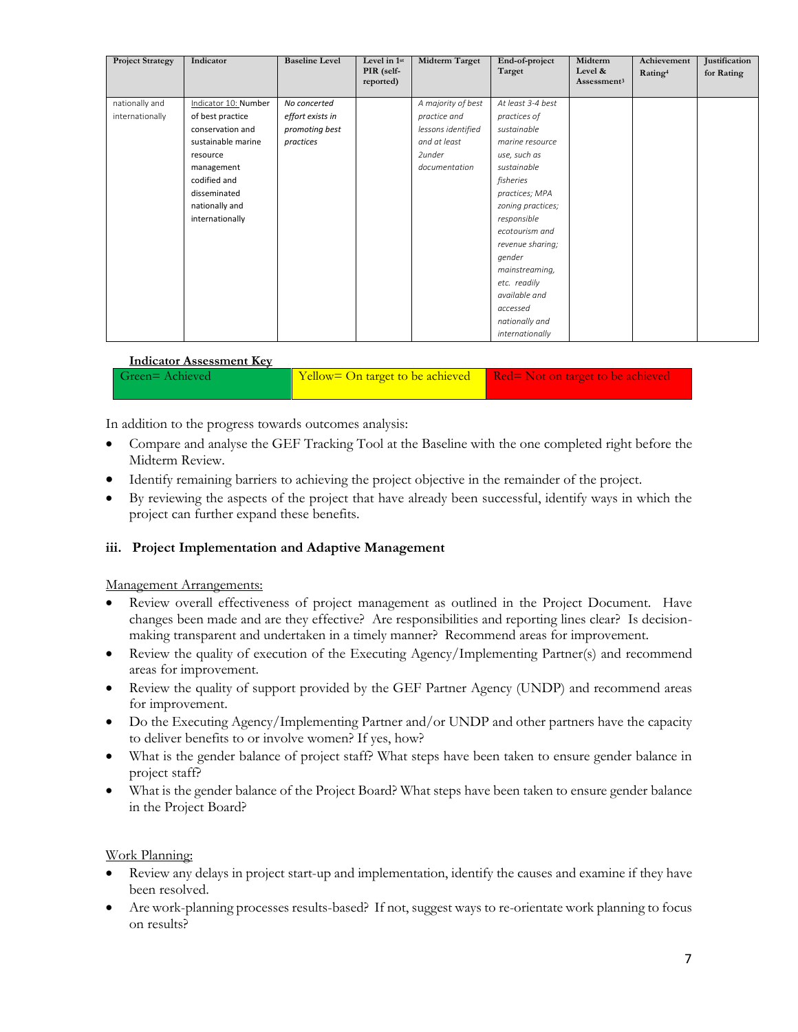| Project Strategy | Indicator | Baseline Level | Level in 1st PIR (self-reported) | Midterm Target | End-of-project Target | Midterm Level & Assessment[3] | Achievement Rating[4] | Justification for Rating |
|---|---|---|---|---|---|---|---|---|
| nationally and internationally | Indicator 10: Number of best practice conservation and sustainable marine resource management codified and disseminated nationally and internationally | *No concerted effort exists in promoting best practices* | | *A majority of best practice and lessons identified and at least 2under documentation* | *At least 3-4 best practices of sustainable marine resource use, such as sustainable fisheries practices; MPA zoning practices; responsible ecotourism and revenue sharing; gender mainstreaming, etc. readily available and accessed nationally and internationally* | | | |

**Indicator Assessment Key**

| Green= Achieved | Yellow= On target to be achieved | Red= Not on target to be achieved |
|---|---|---|

In addition to the progress towards outcomes analysis:

- Compare and analyse the GEF Tracking Tool at the Baseline with the one completed right before the Midterm Review.
- Identify remaining barriers to achieving the project objective in the remainder of the project.
- By reviewing the aspects of the project that have already been successful, identify ways in which the project can further expand these benefits.

### iii. Project Implementation and Adaptive Management

Management Arrangements:

- Review overall effectiveness of project management as outlined in the Project Document. Have changes been made and are they effective? Are responsibilities and reporting lines clear? Is decision-making transparent and undertaken in a timely manner? Recommend areas for improvement.
- Review the quality of execution of the Executing Agency/Implementing Partner(s) and recommend areas for improvement.
- Review the quality of support provided by the GEF Partner Agency (UNDP) and recommend areas for improvement.
- Do the Executing Agency/Implementing Partner and/or UNDP and other partners have the capacity to deliver benefits to or involve women? If yes, how?
- What is the gender balance of project staff? What steps have been taken to ensure gender balance in project staff?
- What is the gender balance of the Project Board? What steps have been taken to ensure gender balance in the Project Board?

Work Planning:

- Review any delays in project start-up and implementation, identify the causes and examine if they have been resolved.
- Are work-planning processes results-based? If not, suggest ways to re-orientate work planning to focus on results?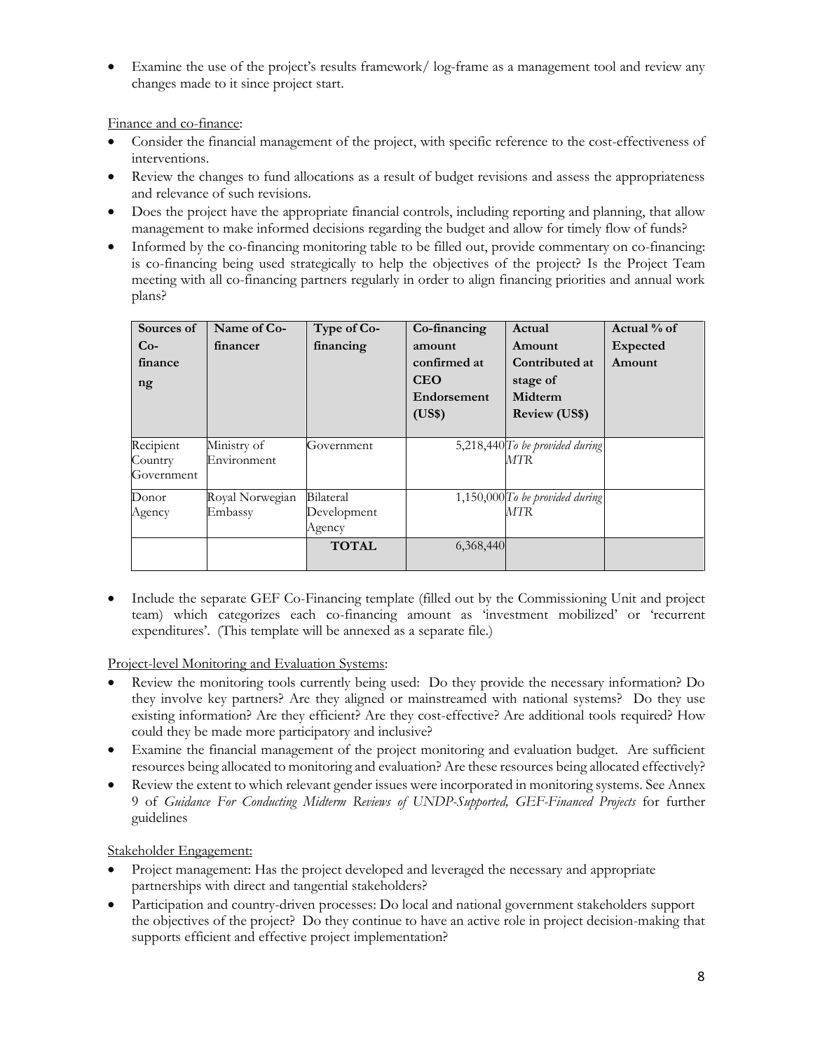- Examine the use of the project's results framework/ log-frame as a management tool and review any changes made to it since project start.

Finance and co-finance:

- Consider the financial management of the project, with specific reference to the cost-effectiveness of interventions.
- Review the changes to fund allocations as a result of budget revisions and assess the appropriateness and relevance of such revisions.
- Does the project have the appropriate financial controls, including reporting and planning, that allow management to make informed decisions regarding the budget and allow for timely flow of funds?
- Informed by the co-financing monitoring table to be filled out, provide commentary on co-financing: is co-financing being used strategically to help the objectives of the project? Is the Project Team meeting with all co-financing partners regularly in order to align financing priorities and annual work plans?

| Sources of Co-financeng | Name of Co-financer | Type of Co-financing | Co-financing amount confirmed at CEO Endorsement (US$) | Actual Amount Contributed at stage of Midterm Review (US$) | Actual % of Expected Amount |
|---|---|---|---|---|---|
| Recipient Country Government | Ministry of Environment | Government | 5,218,440 | *To be provided during MTR* | |
| Donor Agency | Royal Norwegian Embassy | Bilateral Development Agency | 1,150,000 | *To be provided during MTR* | |
| | | **TOTAL** | 6,368,440 | | |

- Include the separate GEF Co-Financing template (filled out by the Commissioning Unit and project team) which categorizes each co-financing amount as 'investment mobilized' or 'recurrent expenditures'. (This template will be annexed as a separate file.)

Project-level Monitoring and Evaluation Systems:

- Review the monitoring tools currently being used: Do they provide the necessary information? Do they involve key partners? Are they aligned or mainstreamed with national systems? Do they use existing information? Are they efficient? Are they cost-effective? Are additional tools required? How could they be made more participatory and inclusive?
- Examine the financial management of the project monitoring and evaluation budget. Are sufficient resources being allocated to monitoring and evaluation? Are these resources being allocated effectively?
- Review the extent to which relevant gender issues were incorporated in monitoring systems. See Annex 9 of *Guidance For Conducting Midterm Reviews of UNDP-Supported, GEF-Financed Projects* for further guidelines

Stakeholder Engagement:

- Project management: Has the project developed and leveraged the necessary and appropriate partnerships with direct and tangential stakeholders?
- Participation and country-driven processes: Do local and national government stakeholders support the objectives of the project? Do they continue to have an active role in project decision-making that supports efficient and effective project implementation?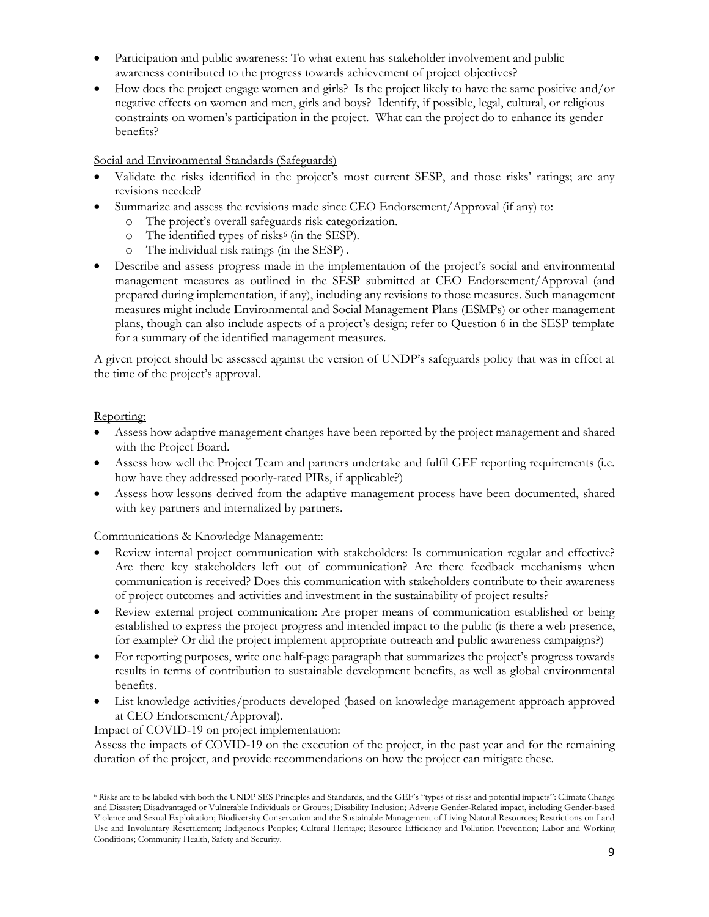- Participation and public awareness: To what extent has stakeholder involvement and public awareness contributed to the progress towards achievement of project objectives?
- How does the project engage women and girls? Is the project likely to have the same positive and/or negative effects on women and men, girls and boys? Identify, if possible, legal, cultural, or religious constraints on women's participation in the project. What can the project do to enhance its gender benefits?

Social and Environmental Standards (Safeguards)

- Validate the risks identified in the project's most current SESP, and those risks' ratings; are any revisions needed?
- Summarize and assess the revisions made since CEO Endorsement/Approval (if any) to:
  - The project's overall safeguards risk categorization.
  - The identified types of risks[6] (in the SESP).
  - The individual risk ratings (in the SESP) .
- Describe and assess progress made in the implementation of the project's social and environmental management measures as outlined in the SESP submitted at CEO Endorsement/Approval (and prepared during implementation, if any), including any revisions to those measures. Such management measures might include Environmental and Social Management Plans (ESMPs) or other management plans, though can also include aspects of a project's design; refer to Question 6 in the SESP template for a summary of the identified management measures.

A given project should be assessed against the version of UNDP's safeguards policy that was in effect at the time of the project's approval.

Reporting:

- Assess how adaptive management changes have been reported by the project management and shared with the Project Board.
- Assess how well the Project Team and partners undertake and fulfil GEF reporting requirements (i.e. how have they addressed poorly-rated PIRs, if applicable?)
- Assess how lessons derived from the adaptive management process have been documented, shared with key partners and internalized by partners.

Communications & Knowledge Management::

- Review internal project communication with stakeholders: Is communication regular and effective? Are there key stakeholders left out of communication? Are there feedback mechanisms when communication is received? Does this communication with stakeholders contribute to their awareness of project outcomes and activities and investment in the sustainability of project results?
- Review external project communication: Are proper means of communication established or being established to express the project progress and intended impact to the public (is there a web presence, for example? Or did the project implement appropriate outreach and public awareness campaigns?)
- For reporting purposes, write one half-page paragraph that summarizes the project's progress towards results in terms of contribution to sustainable development benefits, as well as global environmental benefits.
- List knowledge activities/products developed (based on knowledge management approach approved at CEO Endorsement/Approval).

Impact of COVID-19 on project implementation:

Assess the impacts of COVID-19 on the execution of the project, in the past year and for the remaining duration of the project, and provide recommendations on how the project can mitigate these.

---

[6] Risks are to be labeled with both the UNDP SES Principles and Standards, and the GEF's "types of risks and potential impacts": Climate Change and Disaster; Disadvantaged or Vulnerable Individuals or Groups; Disability Inclusion; Adverse Gender-Related impact, including Gender-based Violence and Sexual Exploitation; Biodiversity Conservation and the Sustainable Management of Living Natural Resources; Restrictions on Land Use and Involuntary Resettlement; Indigenous Peoples; Cultural Heritage; Resource Efficiency and Pollution Prevention; Labor and Working Conditions; Community Health, Safety and Security.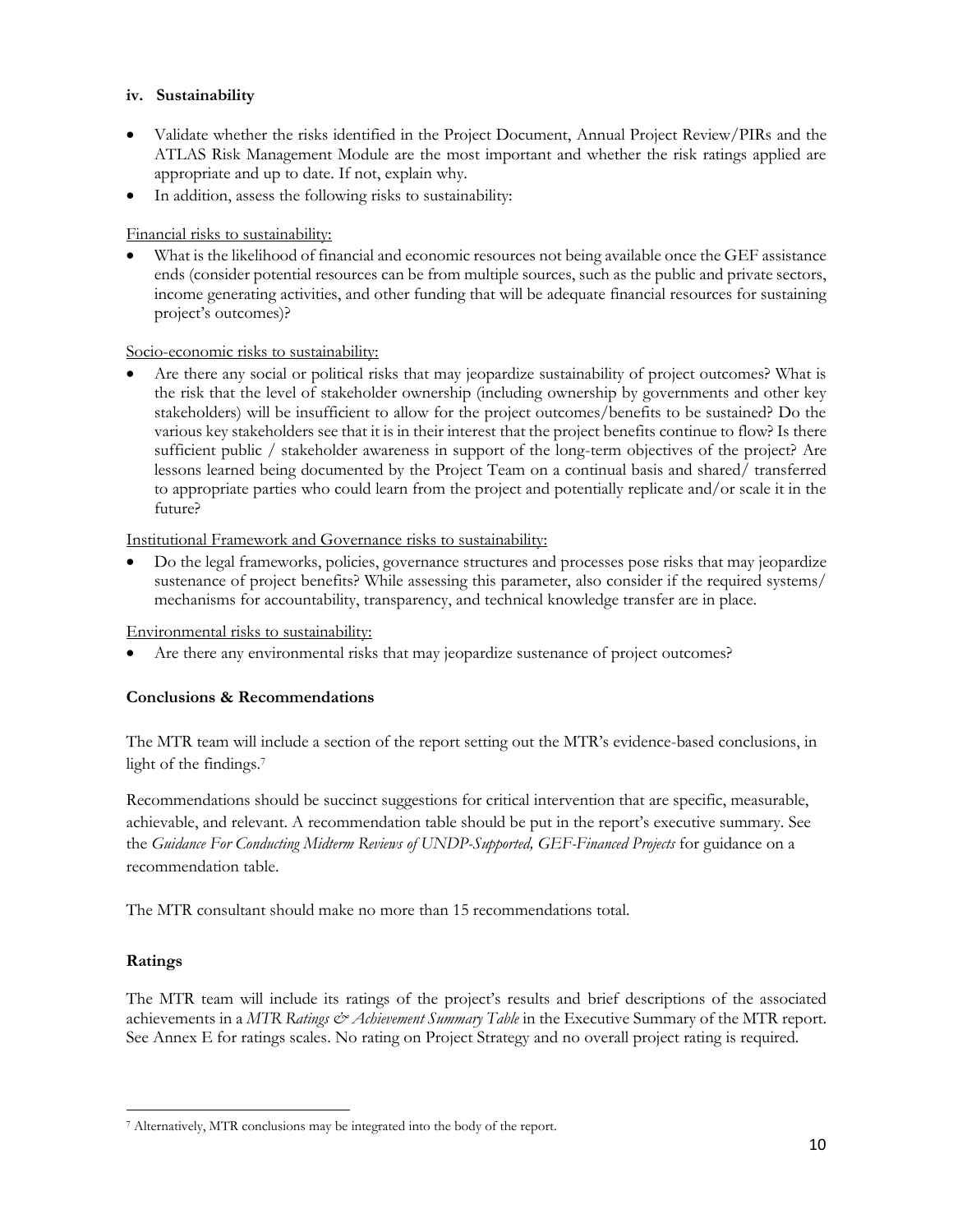#### iv. Sustainability

- Validate whether the risks identified in the Project Document, Annual Project Review/PIRs and the ATLAS Risk Management Module are the most important and whether the risk ratings applied are appropriate and up to date. If not, explain why.
- In addition, assess the following risks to sustainability:

Financial risks to sustainability:

- What is the likelihood of financial and economic resources not being available once the GEF assistance ends (consider potential resources can be from multiple sources, such as the public and private sectors, income generating activities, and other funding that will be adequate financial resources for sustaining project's outcomes)?

Socio-economic risks to sustainability:

- Are there any social or political risks that may jeopardize sustainability of project outcomes? What is the risk that the level of stakeholder ownership (including ownership by governments and other key stakeholders) will be insufficient to allow for the project outcomes/benefits to be sustained? Do the various key stakeholders see that it is in their interest that the project benefits continue to flow? Is there sufficient public / stakeholder awareness in support of the long-term objectives of the project? Are lessons learned being documented by the Project Team on a continual basis and shared/ transferred to appropriate parties who could learn from the project and potentially replicate and/or scale it in the future?

Institutional Framework and Governance risks to sustainability:

- Do the legal frameworks, policies, governance structures and processes pose risks that may jeopardize sustenance of project benefits? While assessing this parameter, also consider if the required systems/ mechanisms for accountability, transparency, and technical knowledge transfer are in place.

Environmental risks to sustainability:

- Are there any environmental risks that may jeopardize sustenance of project outcomes?

**Conclusions & Recommendations**

The MTR team will include a section of the report setting out the MTR's evidence-based conclusions, in light of the findings.[7]

Recommendations should be succinct suggestions for critical intervention that are specific, measurable, achievable, and relevant. A recommendation table should be put in the report's executive summary. See the *Guidance For Conducting Midterm Reviews of UNDP-Supported, GEF-Financed Projects* for guidance on a recommendation table.

The MTR consultant should make no more than 15 recommendations total.

**Ratings**

The MTR team will include its ratings of the project's results and brief descriptions of the associated achievements in a *MTR Ratings & Achievement Summary Table* in the Executive Summary of the MTR report. See Annex E for ratings scales. No rating on Project Strategy and no overall project rating is required.

[7] Alternatively, MTR conclusions may be integrated into the body of the report.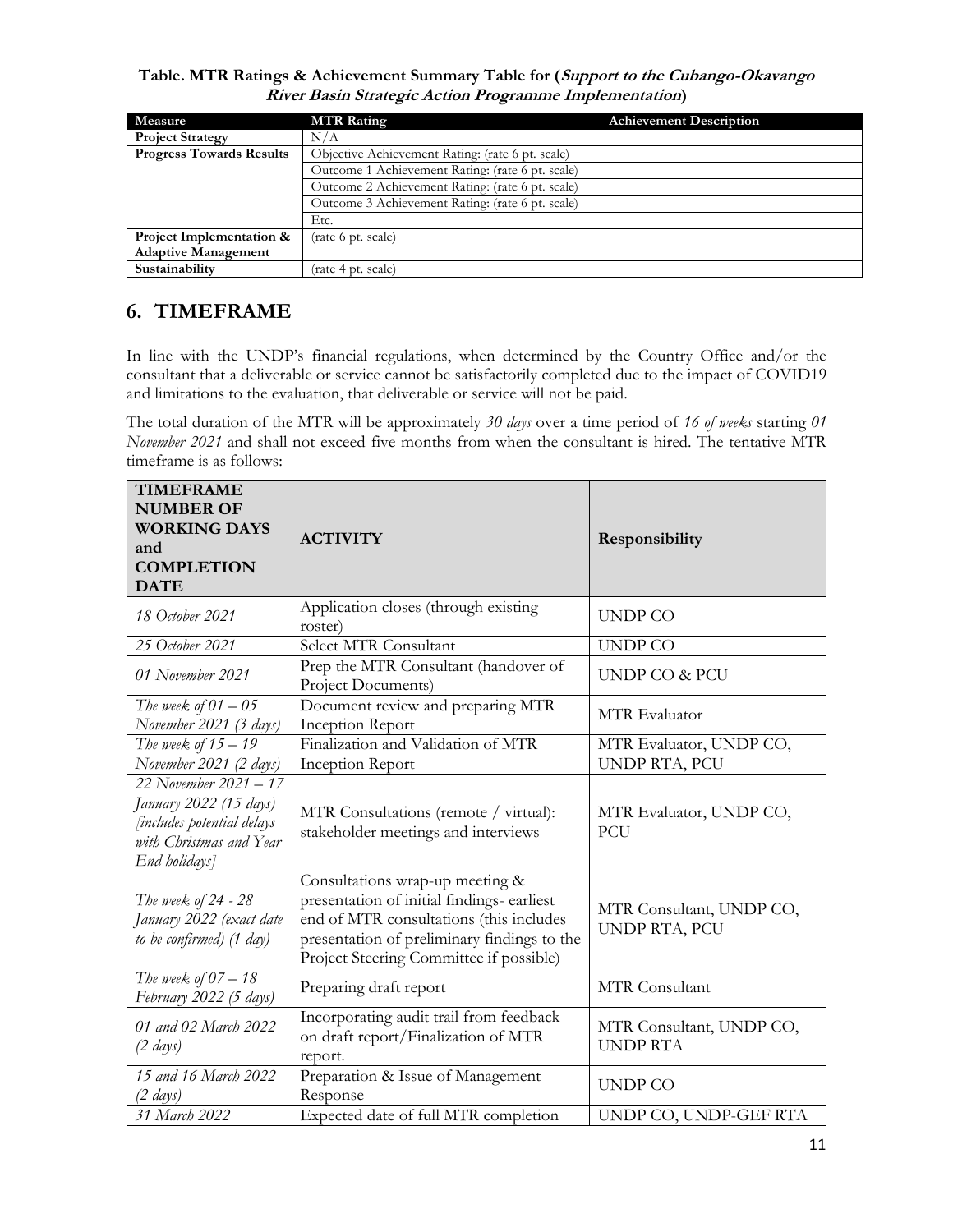**Table. MTR Ratings & Achievement Summary Table for (*Support to the Cubango-Okavango River Basin Strategic Action Programme Implementation*)**

| Measure | MTR Rating | Achievement Description |
|---|---|---|
| **Project Strategy** | N/A | |
| **Progress Towards Results** | Objective Achievement Rating: (rate 6 pt. scale) | |
| | Outcome 1 Achievement Rating: (rate 6 pt. scale) | |
| | Outcome 2 Achievement Rating: (rate 6 pt. scale) | |
| | Outcome 3 Achievement Rating: (rate 6 pt. scale) | |
| | Etc. | |
| **Project Implementation & Adaptive Management** | (rate 6 pt. scale) | |
| **Sustainability** | (rate 4 pt. scale) | |

## 6. TIMEFRAME

In line with the UNDP's financial regulations, when determined by the Country Office and/or the consultant that a deliverable or service cannot be satisfactorily completed due to the impact of COVID19 and limitations to the evaluation, that deliverable or service will not be paid.

The total duration of the MTR will be approximately *30 days* over a time period of *16 of weeks* starting *01 November 2021* and shall not exceed five months from when the consultant is hired. The tentative MTR timeframe is as follows:

| TIMEFRAME NUMBER OF WORKING DAYS and COMPLETION DATE | ACTIVITY | Responsibility |
|---|---|---|
| *18 October 2021* | Application closes (through existing roster) | UNDP CO |
| *25 October 2021* | Select MTR Consultant | UNDP CO |
| *01 November 2021* | Prep the MTR Consultant (handover of Project Documents) | UNDP CO & PCU |
| *The week of 01 – 05 November 2021 (3 days)* | Document review and preparing MTR Inception Report | MTR Evaluator |
| *The week of 15 – 19 November 2021 (2 days)* | Finalization and Validation of MTR Inception Report | MTR Evaluator, UNDP CO, UNDP RTA, PCU |
| *22 November 2021 – 17 January 2022 (15 days) [includes potential delays with Christmas and Year End holidays]* | MTR Consultations (remote / virtual): stakeholder meetings and interviews | MTR Evaluator, UNDP CO, PCU |
| *The week of 24 - 28 January 2022 (exact date to be confirmed) (1 day)* | Consultations wrap-up meeting & presentation of initial findings- earliest end of MTR consultations (this includes presentation of preliminary findings to the Project Steering Committee if possible) | MTR Consultant, UNDP CO, UNDP RTA, PCU |
| *The week of 07 – 18 February 2022 (5 days)* | Preparing draft report | MTR Consultant |
| *01 and 02 March 2022 (2 days)* | Incorporating audit trail from feedback on draft report/Finalization of MTR report. | MTR Consultant, UNDP CO, UNDP RTA |
| *15 and 16 March 2022 (2 days)* | Preparation & Issue of Management Response | UNDP CO |
| *31 March 2022* | Expected date of full MTR completion | UNDP CO, UNDP-GEF RTA |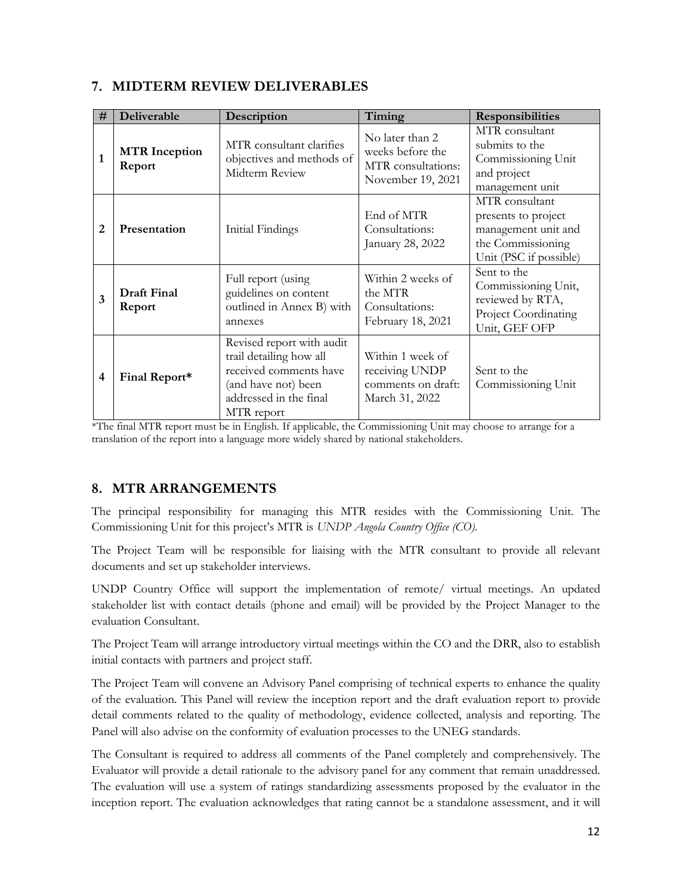## 7. MIDTERM REVIEW DELIVERABLES

| # | Deliverable | Description | Timing | Responsibilities |
|---|---|---|---|---|
| 1 | **MTR Inception Report** | MTR consultant clarifies objectives and methods of Midterm Review | No later than 2 weeks before the MTR consultations: November 19, 2021 | MTR consultant submits to the Commissioning Unit and project management unit |
| 2 | **Presentation** | Initial Findings | End of MTR Consultations: January 28, 2022 | MTR consultant presents to project management unit and the Commissioning Unit (PSC if possible) |
| 3 | **Draft Final Report** | Full report (using guidelines on content outlined in Annex B) with annexes | Within 2 weeks of the MTR Consultations: February 18, 2021 | Sent to the Commissioning Unit, reviewed by RTA, Project Coordinating Unit, GEF OFP |
| 4 | **Final Report*** | Revised report with audit trail detailing how all received comments have (and have not) been addressed in the final MTR report | Within 1 week of receiving UNDP comments on draft: March 31, 2022 | Sent to the Commissioning Unit |

*The final MTR report must be in English. If applicable, the Commissioning Unit may choose to arrange for a translation of the report into a language more widely shared by national stakeholders.

## 8. MTR ARRANGEMENTS

The principal responsibility for managing this MTR resides with the Commissioning Unit. The Commissioning Unit for this project's MTR is *UNDP Angola Country Office (CO).*

The Project Team will be responsible for liaising with the MTR consultant to provide all relevant documents and set up stakeholder interviews.

UNDP Country Office will support the implementation of remote/ virtual meetings. An updated stakeholder list with contact details (phone and email) will be provided by the Project Manager to the evaluation Consultant.

The Project Team will arrange introductory virtual meetings within the CO and the DRR, also to establish initial contacts with partners and project staff.

The Project Team will convene an Advisory Panel comprising of technical experts to enhance the quality of the evaluation. This Panel will review the inception report and the draft evaluation report to provide detail comments related to the quality of methodology, evidence collected, analysis and reporting. The Panel will also advise on the conformity of evaluation processes to the UNEG standards.

The Consultant is required to address all comments of the Panel completely and comprehensively. The Evaluator will provide a detail rationale to the advisory panel for any comment that remain unaddressed. The evaluation will use a system of ratings standardizing assessments proposed by the evaluator in the inception report. The evaluation acknowledges that rating cannot be a standalone assessment, and it will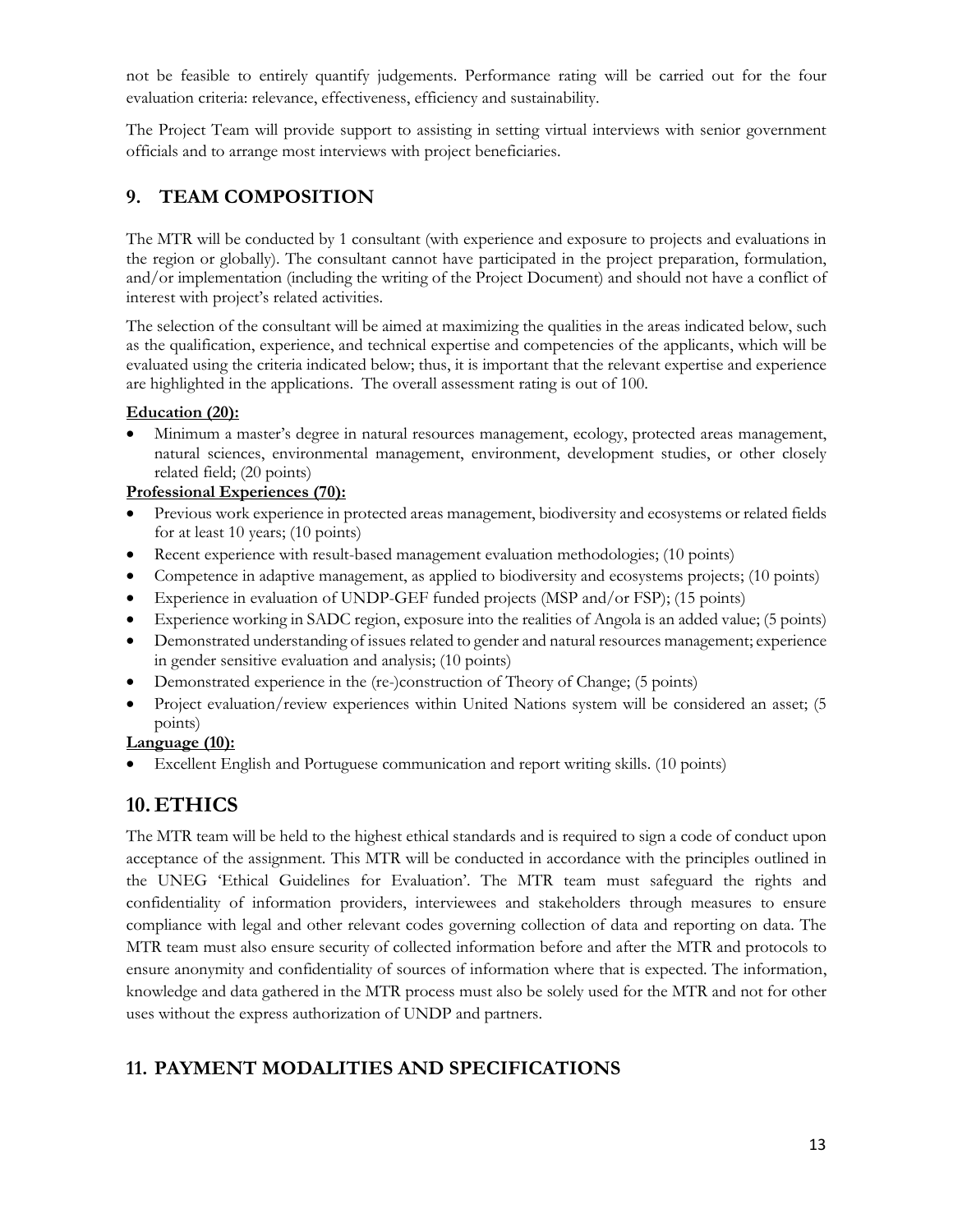not be feasible to entirely quantify judgements. Performance rating will be carried out for the four evaluation criteria: relevance, effectiveness, efficiency and sustainability.

The Project Team will provide support to assisting in setting virtual interviews with senior government officials and to arrange most interviews with project beneficiaries.

## 9. TEAM COMPOSITION

The MTR will be conducted by 1 consultant (with experience and exposure to projects and evaluations in the region or globally). The consultant cannot have participated in the project preparation, formulation, and/or implementation (including the writing of the Project Document) and should not have a conflict of interest with project's related activities.

The selection of the consultant will be aimed at maximizing the qualities in the areas indicated below, such as the qualification, experience, and technical expertise and competencies of the applicants, which will be evaluated using the criteria indicated below; thus, it is important that the relevant expertise and experience are highlighted in the applications. The overall assessment rating is out of 100.

**Education (20):**

- Minimum a master's degree in natural resources management, ecology, protected areas management, natural sciences, environmental management, environment, development studies, or other closely related field; (20 points)

**Professional Experiences (70):**

- Previous work experience in protected areas management, biodiversity and ecosystems or related fields for at least 10 years; (10 points)
- Recent experience with result-based management evaluation methodologies; (10 points)
- Competence in adaptive management, as applied to biodiversity and ecosystems projects; (10 points)
- Experience in evaluation of UNDP-GEF funded projects (MSP and/or FSP); (15 points)
- Experience working in SADC region, exposure into the realities of Angola is an added value; (5 points)
- Demonstrated understanding of issues related to gender and natural resources management; experience in gender sensitive evaluation and analysis; (10 points)
- Demonstrated experience in the (re-)construction of Theory of Change; (5 points)
- Project evaluation/review experiences within United Nations system will be considered an asset; (5 points)

**Language (10):**

- Excellent English and Portuguese communication and report writing skills. (10 points)

## 10. ETHICS

The MTR team will be held to the highest ethical standards and is required to sign a code of conduct upon acceptance of the assignment. This MTR will be conducted in accordance with the principles outlined in the UNEG 'Ethical Guidelines for Evaluation'. The MTR team must safeguard the rights and confidentiality of information providers, interviewees and stakeholders through measures to ensure compliance with legal and other relevant codes governing collection of data and reporting on data. The MTR team must also ensure security of collected information before and after the MTR and protocols to ensure anonymity and confidentiality of sources of information where that is expected. The information, knowledge and data gathered in the MTR process must also be solely used for the MTR and not for other uses without the express authorization of UNDP and partners.

## 11. PAYMENT MODALITIES AND SPECIFICATIONS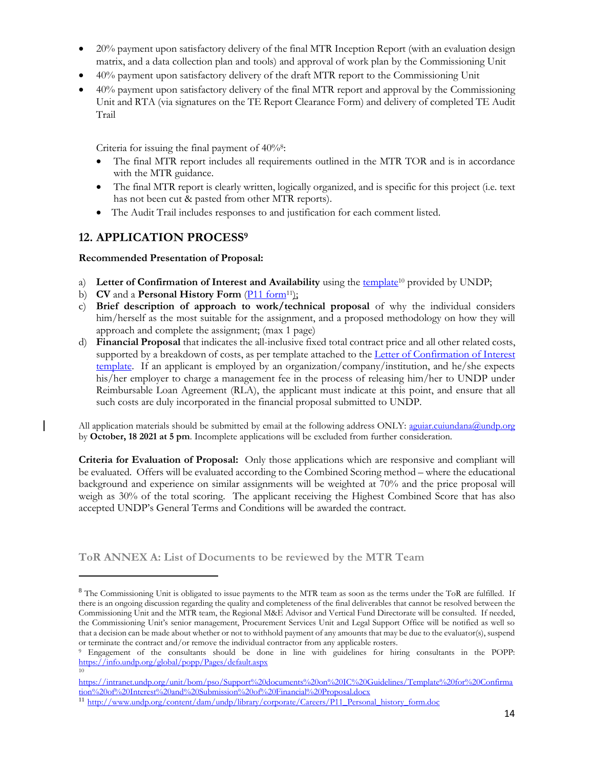- 20% payment upon satisfactory delivery of the final MTR Inception Report (with an evaluation design matrix, and a data collection plan and tools) and approval of work plan by the Commissioning Unit
- 40% payment upon satisfactory delivery of the draft MTR report to the Commissioning Unit
- 40% payment upon satisfactory delivery of the final MTR report and approval by the Commissioning Unit and RTA (via signatures on the TE Report Clearance Form) and delivery of completed TE Audit Trail

Criteria for issuing the final payment of 40%[8]:

- The final MTR report includes all requirements outlined in the MTR TOR and is in accordance with the MTR guidance.
- The final MTR report is clearly written, logically organized, and is specific for this project (i.e. text has not been cut & pasted from other MTR reports).
- The Audit Trail includes responses to and justification for each comment listed.

## 12. APPLICATION PROCESS[9]

**Recommended Presentation of Proposal:**

a) **Letter of Confirmation of Interest and Availability** using the template[10] provided by UNDP;
b) **CV** and a **Personal History Form** (P11 form[11]);
c) **Brief description of approach to work/technical proposal** of why the individual considers him/herself as the most suitable for the assignment, and a proposed methodology on how they will approach and complete the assignment; (max 1 page)
d) **Financial Proposal** that indicates the all-inclusive fixed total contract price and all other related costs, supported by a breakdown of costs, as per template attached to the Letter of Confirmation of Interest template. If an applicant is employed by an organization/company/institution, and he/she expects his/her employer to charge a management fee in the process of releasing him/her to UNDP under Reimbursable Loan Agreement (RLA), the applicant must indicate at this point, and ensure that all such costs are duly incorporated in the financial proposal submitted to UNDP.

All application materials should be submitted by email at the following address ONLY: aguiar.cuiundana@undp.org by **October, 18 2021 at 5 pm**. Incomplete applications will be excluded from further consideration.

**Criteria for Evaluation of Proposal:** Only those applications which are responsive and compliant will be evaluated. Offers will be evaluated according to the Combined Scoring method – where the educational background and experience on similar assignments will be weighted at 70% and the price proposal will weigh as 30% of the total scoring. The applicant receiving the Highest Combined Score that has also accepted UNDP's General Terms and Conditions will be awarded the contract.

### ToR ANNEX A: List of Documents to be reviewed by the MTR Team

---

[8] The Commissioning Unit is obligated to issue payments to the MTR team as soon as the terms under the ToR are fulfilled. If there is an ongoing discussion regarding the quality and completeness of the final deliverables that cannot be resolved between the Commissioning Unit and the MTR team, the Regional M&E Advisor and Vertical Fund Directorate will be consulted. If needed, the Commissioning Unit's senior management, Procurement Services Unit and Legal Support Office will be notified as well so that a decision can be made about whether or not to withhold payment of any amounts that may be due to the evaluator(s), suspend or terminate the contract and/or remove the individual contractor from any applicable rosters.

[9] Engagement of the consultants should be done in line with guidelines for hiring consultants in the POPP: https://info.undp.org/global/popp/Pages/default.aspx

[10] https://intranet.undp.org/unit/bom/pso/Support%20documents%20on%20IC%20Guidelines/Template%20for%20Confirmation%20of%20Interest%20and%20Submission%20of%20Financial%20Proposal.docx

[11] http://www.undp.org/content/dam/undp/library/corporate/Careers/P11_Personal_history_form.doc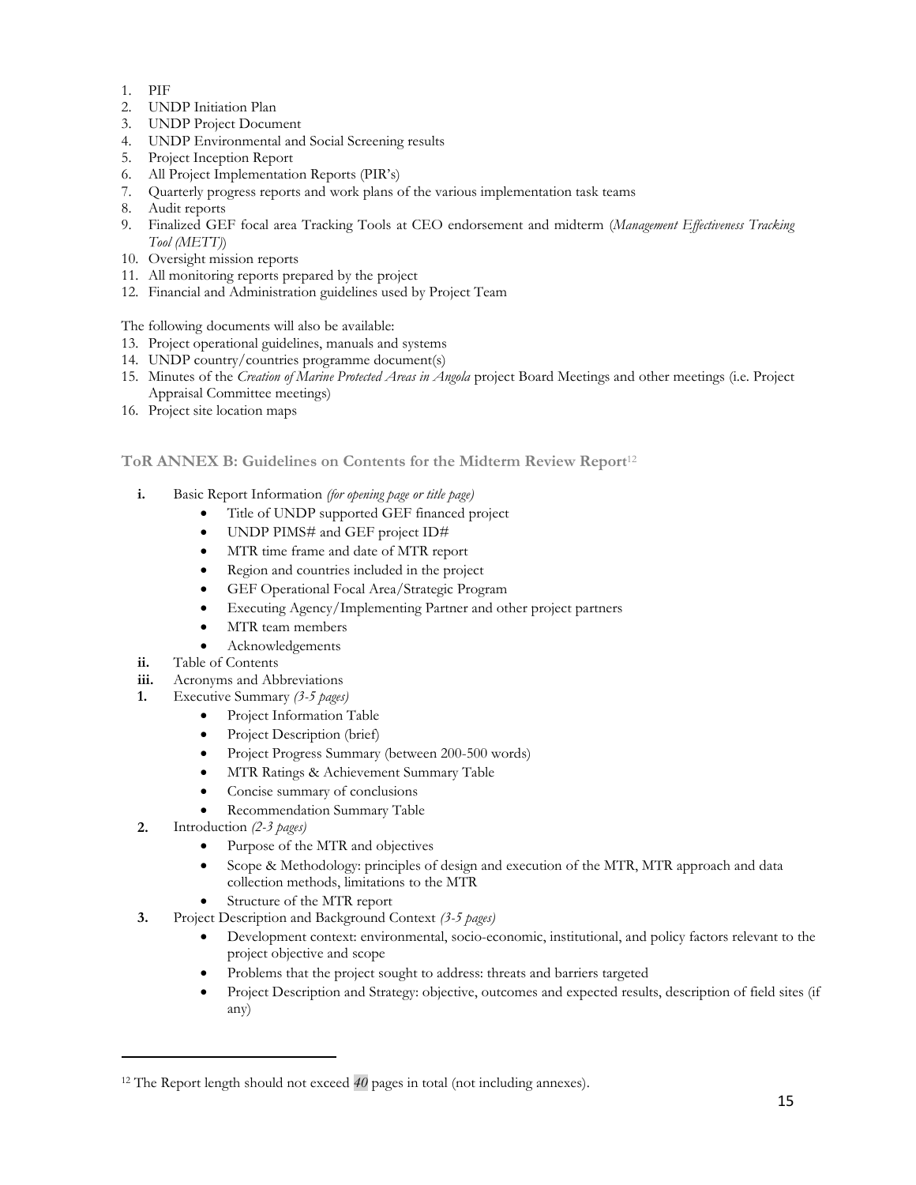1. PIF
2. UNDP Initiation Plan
3. UNDP Project Document
4. UNDP Environmental and Social Screening results
5. Project Inception Report
6. All Project Implementation Reports (PIR's)
7. Quarterly progress reports and work plans of the various implementation task teams
8. Audit reports
9. Finalized GEF focal area Tracking Tools at CEO endorsement and midterm (*Management Effectiveness Tracking Tool (METT)*)
10. Oversight mission reports
11. All monitoring reports prepared by the project
12. Financial and Administration guidelines used by Project Team

The following documents will also be available:

13. Project operational guidelines, manuals and systems
14. UNDP country/countries programme document(s)
15. Minutes of the *Creation of Marine Protected Areas in Angola* project Board Meetings and other meetings (i.e. Project Appraisal Committee meetings)
16. Project site location maps

### ToR ANNEX B: Guidelines on Contents for the Midterm Review Report[12]

- **i.** Basic Report Information *(for opening page or title page)*
  - Title of UNDP supported GEF financed project
  - UNDP PIMS# and GEF project ID#
  - MTR time frame and date of MTR report
  - Region and countries included in the project
  - GEF Operational Focal Area/Strategic Program
  - Executing Agency/Implementing Partner and other project partners
  - MTR team members
  - Acknowledgements
- **ii.** Table of Contents
- **iii.** Acronyms and Abbreviations
- **1.** Executive Summary *(3-5 pages)*
  - Project Information Table
  - Project Description (brief)
  - Project Progress Summary (between 200-500 words)
  - MTR Ratings & Achievement Summary Table
  - Concise summary of conclusions
  - Recommendation Summary Table
- **2.** Introduction *(2-3 pages)*
  - Purpose of the MTR and objectives
  - Scope & Methodology: principles of design and execution of the MTR, MTR approach and data collection methods, limitations to the MTR
  - Structure of the MTR report
- **3.** Project Description and Background Context *(3-5 pages)*
  - Development context: environmental, socio-economic, institutional, and policy factors relevant to the project objective and scope
  - Problems that the project sought to address: threats and barriers targeted
  - Project Description and Strategy: objective, outcomes and expected results, description of field sites (if any)

[12] The Report length should not exceed *40* pages in total (not including annexes).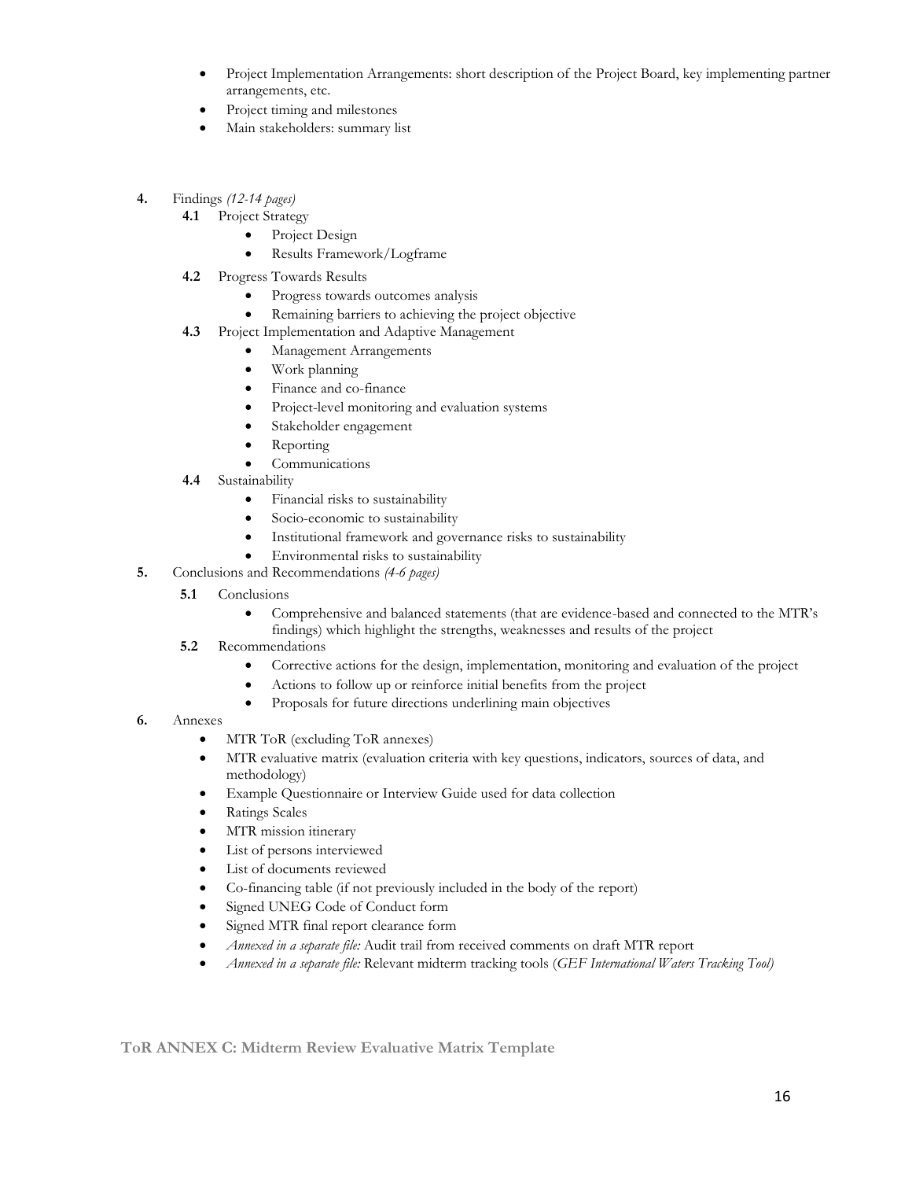- Project Implementation Arrangements: short description of the Project Board, key implementing partner arrangements, etc.
- Project timing and milestones
- Main stakeholders: summary list

**4.** Findings *(12-14 pages)*

**4.1** Project Strategy

- Project Design
- Results Framework/Logframe

**4.2** Progress Towards Results

- Progress towards outcomes analysis
- Remaining barriers to achieving the project objective

**4.3** Project Implementation and Adaptive Management

- Management Arrangements
- Work planning
- Finance and co-finance
- Project-level monitoring and evaluation systems
- Stakeholder engagement
- Reporting
- Communications

**4.4** Sustainability

- Financial risks to sustainability
- Socio-economic to sustainability
- Institutional framework and governance risks to sustainability
- Environmental risks to sustainability

**5.** Conclusions and Recommendations *(4-6 pages)*

**5.1** Conclusions

- Comprehensive and balanced statements (that are evidence-based and connected to the MTR's findings) which highlight the strengths, weaknesses and results of the project

**5.2** Recommendations

- Corrective actions for the design, implementation, monitoring and evaluation of the project
- Actions to follow up or reinforce initial benefits from the project
- Proposals for future directions underlining main objectives

**6.** Annexes

- MTR ToR (excluding ToR annexes)
- MTR evaluative matrix (evaluation criteria with key questions, indicators, sources of data, and methodology)
- Example Questionnaire or Interview Guide used for data collection
- Ratings Scales
- MTR mission itinerary
- List of persons interviewed
- List of documents reviewed
- Co-financing table (if not previously included in the body of the report)
- Signed UNEG Code of Conduct form
- Signed MTR final report clearance form
- *Annexed in a separate file:* Audit trail from received comments on draft MTR report
- *Annexed in a separate file:* Relevant midterm tracking tools (*GEF International Waters Tracking Tool)*

**ToR ANNEX C: Midterm Review Evaluative Matrix Template**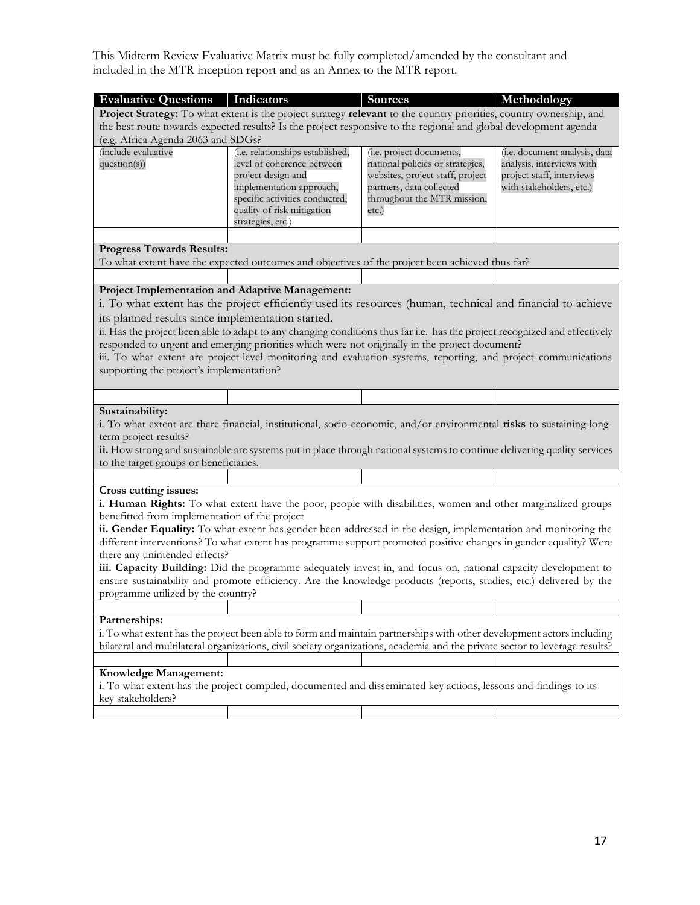This Midterm Review Evaluative Matrix must be fully completed/amended by the consultant and included in the MTR inception report and as an Annex to the MTR report.

| Evaluative Questions | Indicators | Sources | Methodology |
|---|---|---|---|
| **Project Strategy:** To what extent is the project strategy **relevant** to the country priorities, country ownership, and the best route towards expected results? Is the project responsive to the regional and global development agenda (e.g. Africa Agenda 2063 and SDGs? | | | |
| (include evaluative question(s)) | (i.e. relationships established, level of coherence between project design and implementation approach, specific activities conducted, quality of risk mitigation strategies, etc.) | (i.e. project documents, national policies or strategies, websites, project staff, project partners, data collected throughout the MTR mission, etc.) | (i.e. document analysis, data analysis, interviews with project staff, interviews with stakeholders, etc.) |
| | | | |
| **Progress Towards Results:** To what extent have the expected outcomes and objectives of the project been achieved thus far? | | | |
| | | | |
| **Project Implementation and Adaptive Management:** i. To what extent has the project efficiently used its resources (human, technical and financial to achieve its planned results since implementation started. ii. Has the project been able to adapt to any changing conditions thus far i.e. has the project recognized and effectively responded to urgent and emerging priorities which were not originally in the project document? iii. To what extent are project-level monitoring and evaluation systems, reporting, and project communications supporting the project's implementation? | | | |
| | | | |
| **Sustainability:** i. To what extent are there financial, institutional, socio-economic, and/or environmental **risks** to sustaining long-term project results? **ii.** How strong and sustainable are systems put in place through national systems to continue delivering quality services to the target groups or beneficiaries. | | | |
| | | | |
| **Cross cutting issues:** **i. Human Rights:** To what extent have the poor, people with disabilities, women and other marginalized groups benefitted from implementation of the project **ii. Gender Equality:** To what extent has gender been addressed in the design, implementation and monitoring the different interventions? To what extent has programme support promoted positive changes in gender equality? Were there any unintended effects? **iii. Capacity Building:** Did the programme adequately invest in, and focus on, national capacity development to ensure sustainability and promote efficiency. Are the knowledge products (reports, studies, etc.) delivered by the programme utilized by the country? | | | |
| | | | |
| **Partnerships:** i. To what extent has the project been able to form and maintain partnerships with other development actors including bilateral and multilateral organizations, civil society organizations, academia and the private sector to leverage results? | | | |
| | | | |
| **Knowledge Management:** i. To what extent has the project compiled, documented and disseminated key actions, lessons and findings to its key stakeholders? | | | |
| | | | |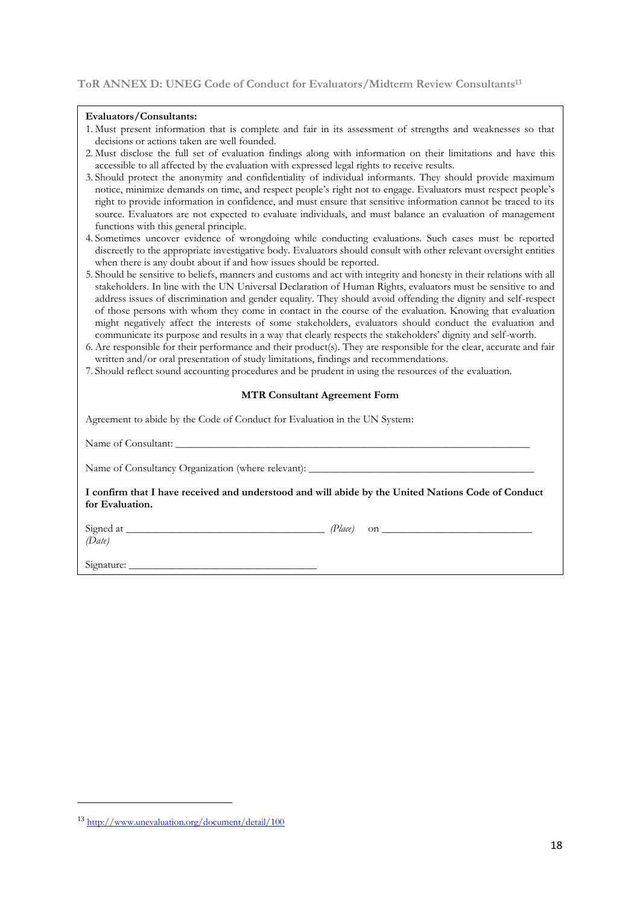### ToR ANNEX D: UNEG Code of Conduct for Evaluators/Midterm Review Consultants[13]

**Evaluators/Consultants:**

1. Must present information that is complete and fair in its assessment of strengths and weaknesses so that decisions or actions taken are well founded.
2. Must disclose the full set of evaluation findings along with information on their limitations and have this accessible to all affected by the evaluation with expressed legal rights to receive results.
3. Should protect the anonymity and confidentiality of individual informants. They should provide maximum notice, minimize demands on time, and respect people's right not to engage. Evaluators must respect people's right to provide information in confidence, and must ensure that sensitive information cannot be traced to its source. Evaluators are not expected to evaluate individuals, and must balance an evaluation of management functions with this general principle.
4. Sometimes uncover evidence of wrongdoing while conducting evaluations. Such cases must be reported discreetly to the appropriate investigative body. Evaluators should consult with other relevant oversight entities when there is any doubt about if and how issues should be reported.
5. Should be sensitive to beliefs, manners and customs and act with integrity and honesty in their relations with all stakeholders. In line with the UN Universal Declaration of Human Rights, evaluators must be sensitive to and address issues of discrimination and gender equality. They should avoid offending the dignity and self-respect of those persons with whom they come in contact in the course of the evaluation. Knowing that evaluation might negatively affect the interests of some stakeholders, evaluators should conduct the evaluation and communicate its purpose and results in a way that clearly respects the stakeholders' dignity and self-worth.
6. Are responsible for their performance and their product(s). They are responsible for the clear, accurate and fair written and/or oral presentation of study limitations, findings and recommendations.
7. Should reflect sound accounting procedures and be prudent in using the resources of the evaluation.

**MTR Consultant Agreement Form**

Agreement to abide by the Code of Conduct for Evaluation in the UN System:

Name of Consultant: ___________________________________________

Name of Consultancy Organization (where relevant): ___________________________

**I confirm that I have received and understood and will abide by the United Nations Code of Conduct for Evaluation.**

Signed at ______________________ *(Place)* on ______________________ *(Date)*

Signature: ______________________

---

[13] http://www.unevaluation.org/document/detail/100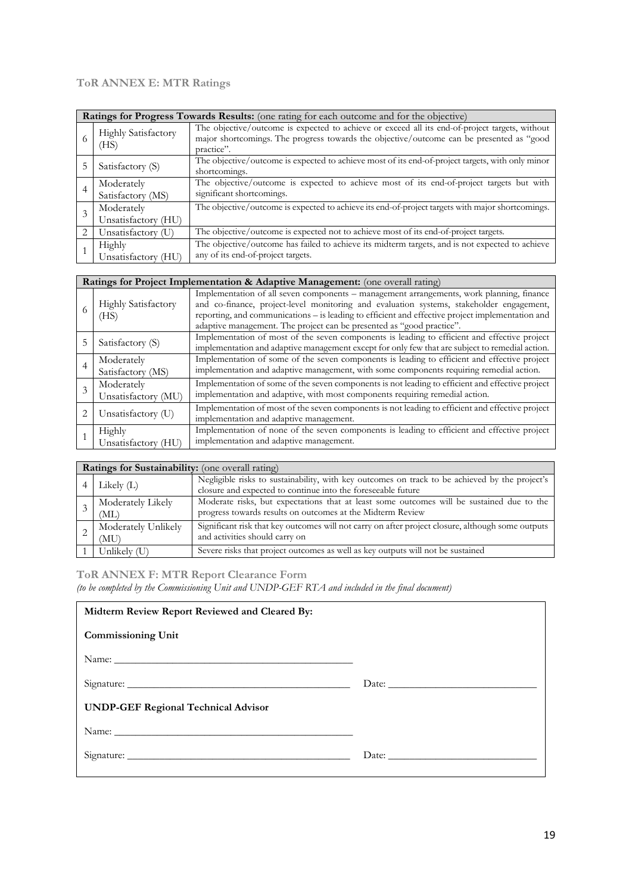### ToR ANNEX E: MTR Ratings

| **Ratings for Progress Towards Results:** (one rating for each outcome and for the objective) | | |
|---|---|---|
| 6 | Highly Satisfactory (HS) | The objective/outcome is expected to achieve or exceed all its end-of-project targets, without major shortcomings. The progress towards the objective/outcome can be presented as "good practice". |
| 5 | Satisfactory (S) | The objective/outcome is expected to achieve most of its end-of-project targets, with only minor shortcomings. |
| 4 | Moderately Satisfactory (MS) | The objective/outcome is expected to achieve most of its end-of-project targets but with significant shortcomings. |
| 3 | Moderately Unsatisfactory (HU) | The objective/outcome is expected to achieve its end-of-project targets with major shortcomings. |
| 2 | Unsatisfactory (U) | The objective/outcome is expected not to achieve most of its end-of-project targets. |
| 1 | Highly Unsatisfactory (HU) | The objective/outcome has failed to achieve its midterm targets, and is not expected to achieve any of its end-of-project targets. |

| **Ratings for Project Implementation & Adaptive Management:** (one overall rating) | | |
|---|---|---|
| 6 | Highly Satisfactory (HS) | Implementation of all seven components – management arrangements, work planning, finance and co-finance, project-level monitoring and evaluation systems, stakeholder engagement, reporting, and communications – is leading to efficient and effective project implementation and adaptive management. The project can be presented as "good practice". |
| 5 | Satisfactory (S) | Implementation of most of the seven components is leading to efficient and effective project implementation and adaptive management except for only few that are subject to remedial action. |
| 4 | Moderately Satisfactory (MS) | Implementation of some of the seven components is leading to efficient and effective project implementation and adaptive management, with some components requiring remedial action. |
| 3 | Moderately Unsatisfactory (MU) | Implementation of some of the seven components is not leading to efficient and effective project implementation and adaptive, with most components requiring remedial action. |
| 2 | Unsatisfactory (U) | Implementation of most of the seven components is not leading to efficient and effective project implementation and adaptive management. |
| 1 | Highly Unsatisfactory (HU) | Implementation of none of the seven components is leading to efficient and effective project implementation and adaptive management. |

| **Ratings for Sustainability:** (one overall rating) | | |
|---|---|---|
| 4 | Likely (L) | Negligible risks to sustainability, with key outcomes on track to be achieved by the project's closure and expected to continue into the foreseeable future |
| 3 | Moderately Likely (ML) | Moderate risks, but expectations that at least some outcomes will be sustained due to the progress towards results on outcomes at the Midterm Review |
| 2 | Moderately Unlikely (MU) | Significant risk that key outcomes will not carry on after project closure, although some outputs and activities should carry on |
| 1 | Unlikely (U) | Severe risks that project outcomes as well as key outputs will not be sustained |

### ToR ANNEX F: MTR Report Clearance Form

*(to be completed by the Commissioning Unit and UNDP-GEF RTA and included in the final document)*

**Midterm Review Report Reviewed and Cleared By:**

**Commissioning Unit**

Name: _____________________________________________

Signature: __________________________________________ Date: _______________________________

**UNDP-GEF Regional Technical Advisor**

Name: _____________________________________________

Signature: __________________________________________ Date: _______________________________